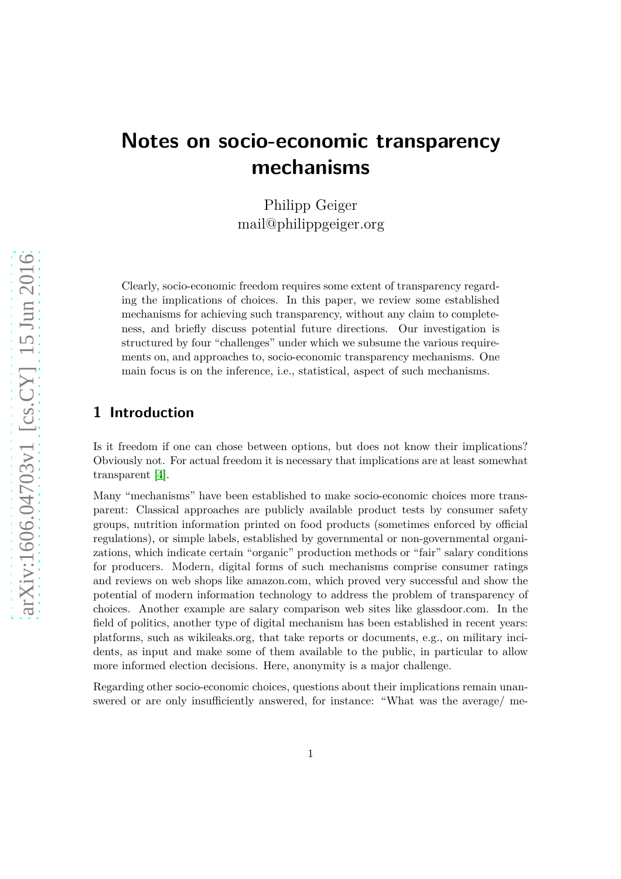# Notes on socio-economic transparency mechanisms

Philipp Geiger
mail@philippgeiger.org

Clearly, socio-economic freedom requires some extent of transparency regarding the implications of choices. In this paper, we review some established mechanisms for achieving such transparency, without any claim to completeness, and briefly discuss potential future directions. Our investigation is structured by four "challenges" under which we subsume the various requirements on, and approaches to, socio-economic transparency mechanisms. One main focus is on the inference, i.e., statistical, aspect of such mechanisms.

## 1 Introduction

Is it freedom if one can chose between options, but does not know their implications? Obviously not. For actual freedom it is necessary that implications are at least somewhat transparent [4].

Many "mechanisms" have been established to make socio-economic choices more transparent: Classical approaches are publicly available product tests by consumer safety groups, nutrition information printed on food products (sometimes enforced by official regulations), or simple labels, established by governmental or non-governmental organizations, which indicate certain "organic" production methods or "fair" salary conditions for producers. Modern, digital forms of such mechanisms comprise consumer ratings and reviews on web shops like amazon.com, which proved very successful and show the potential of modern information technology to address the problem of transparency of choices. Another example are salary comparison web sites like glassdoor.com. In the field of politics, another type of digital mechanism has been established in recent years: platforms, such as wikileaks.org, that take reports or documents, e.g., on military incidents, as input and make some of them available to the public, in particular to allow more informed election decisions. Here, anonymity is a major challenge.

Regarding other socio-economic choices, questions about their implications remain unanswered or are only insufficiently answered, for instance: "What was the average/ me-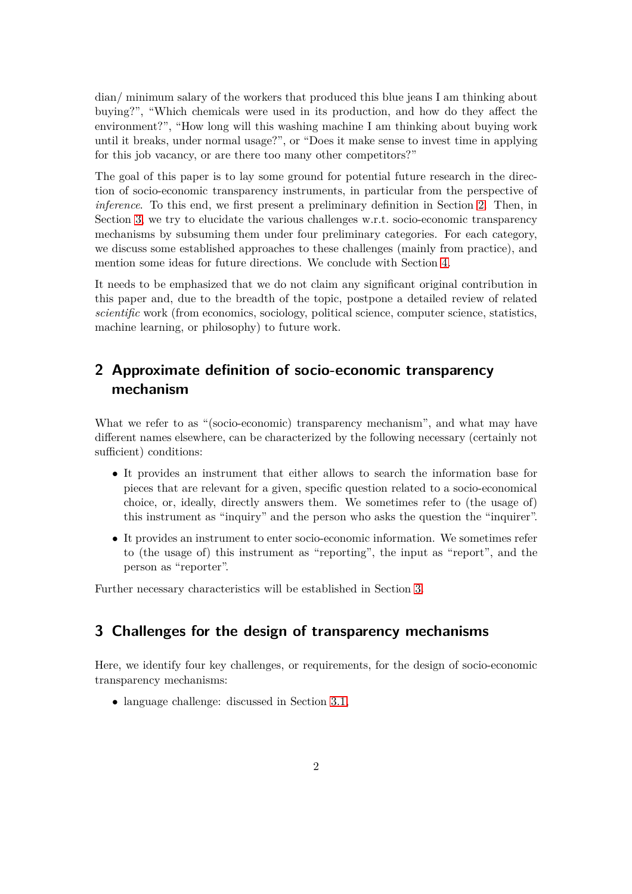dian/ minimum salary of the workers that produced this blue jeans I am thinking about buying?", "Which chemicals were used in its production, and how do they affect the environment?", "How long will this washing machine I am thinking about buying work until it breaks, under normal usage?", or "Does it make sense to invest time in applying for this job vacancy, or are there too many other competitors?"

The goal of this paper is to lay some ground for potential future research in the direction of socio-economic transparency instruments, in particular from the perspective of *inference*. To this end, we first present a preliminary definition in Section 2. Then, in Section 3, we try to elucidate the various challenges w.r.t. socio-economic transparency mechanisms by subsuming them under four preliminary categories. For each category, we discuss some established approaches to these challenges (mainly from practice), and mention some ideas for future directions. We conclude with Section 4.

It needs to be emphasized that we do not claim any significant original contribution in this paper and, due to the breadth of the topic, postpone a detailed review of related *scientific* work (from economics, sociology, political science, computer science, statistics, machine learning, or philosophy) to future work.

## 2 Approximate definition of socio-economic transparency mechanism

What we refer to as "(socio-economic) transparency mechanism", and what may have different names elsewhere, can be characterized by the following necessary (certainly not sufficient) conditions:

- It provides an instrument that either allows to search the information base for pieces that are relevant for a given, specific question related to a socio-economical choice, or, ideally, directly answers them. We sometimes refer to (the usage of) this instrument as "inquiry" and the person who asks the question the "inquirer".
- It provides an instrument to enter socio-economic information. We sometimes refer to (the usage of) this instrument as "reporting", the input as "report", and the person as "reporter".

Further necessary characteristics will be established in Section 3.

## 3 Challenges for the design of transparency mechanisms

Here, we identify four key challenges, or requirements, for the design of socio-economic transparency mechanisms:

- language challenge: discussed in Section 3.1,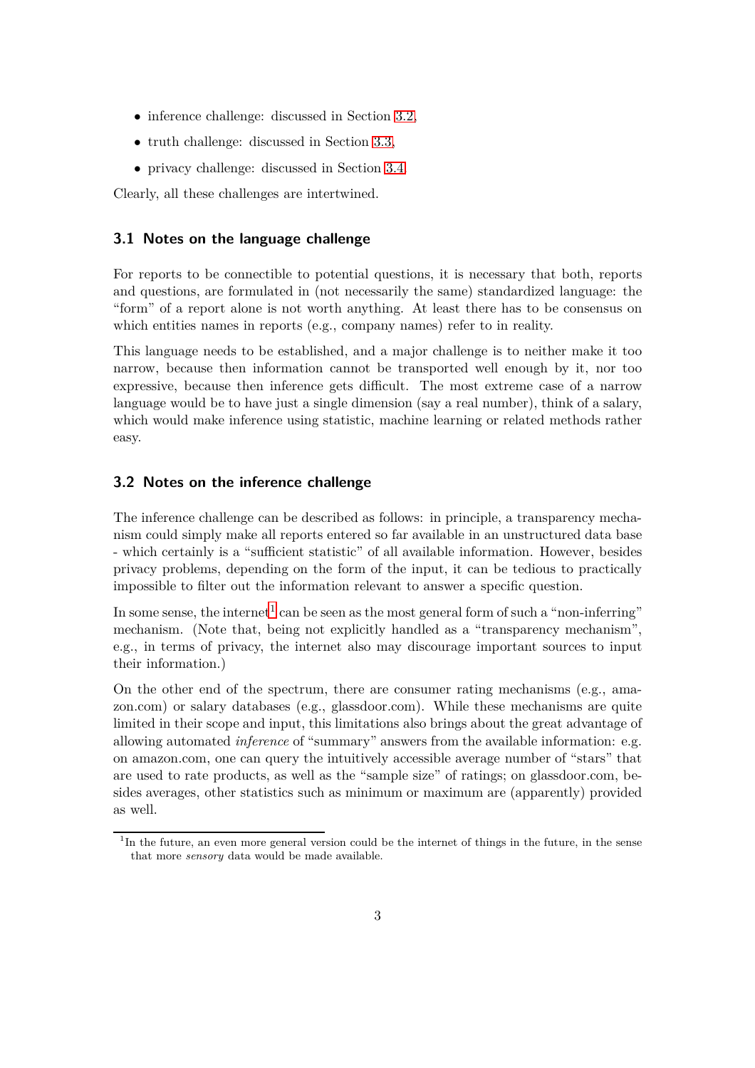- inference challenge: discussed in Section 3.2,
- truth challenge: discussed in Section 3.3,
- privacy challenge: discussed in Section 3.4

Clearly, all these challenges are intertwined.

### 3.1 Notes on the language challenge

For reports to be connectible to potential questions, it is necessary that both, reports and questions, are formulated in (not necessarily the same) standardized language: the "form" of a report alone is not worth anything. At least there has to be consensus on which entities names in reports (e.g., company names) refer to in reality.

This language needs to be established, and a major challenge is to neither make it too narrow, because then information cannot be transported well enough by it, nor too expressive, because then inference gets difficult. The most extreme case of a narrow language would be to have just a single dimension (say a real number), think of a salary, which would make inference using statistic, machine learning or related methods rather easy.

### 3.2 Notes on the inference challenge

The inference challenge can be described as follows: in principle, a transparency mechanism could simply make all reports entered so far available in an unstructured data base - which certainly is a "sufficient statistic" of all available information. However, besides privacy problems, depending on the form of the input, it can be tedious to practically impossible to filter out the information relevant to answer a specific question.

In some sense, the internet[1] can be seen as the most general form of such a "non-inferring" mechanism. (Note that, being not explicitly handled as a "transparency mechanism", e.g., in terms of privacy, the internet also may discourage important sources to input their information.)

On the other end of the spectrum, there are consumer rating mechanisms (e.g., amazon.com) or salary databases (e.g., glassdoor.com). While these mechanisms are quite limited in their scope and input, this limitations also brings about the great advantage of allowing automated *inference* of "summary" answers from the available information: e.g. on amazon.com, one can query the intuitively accessible average number of "stars" that are used to rate products, as well as the "sample size" of ratings; on glassdoor.com, besides averages, other statistics such as minimum or maximum are (apparently) provided as well.

[1] In the future, an even more general version could be the internet of things in the future, in the sense that more *sensory* data would be made available.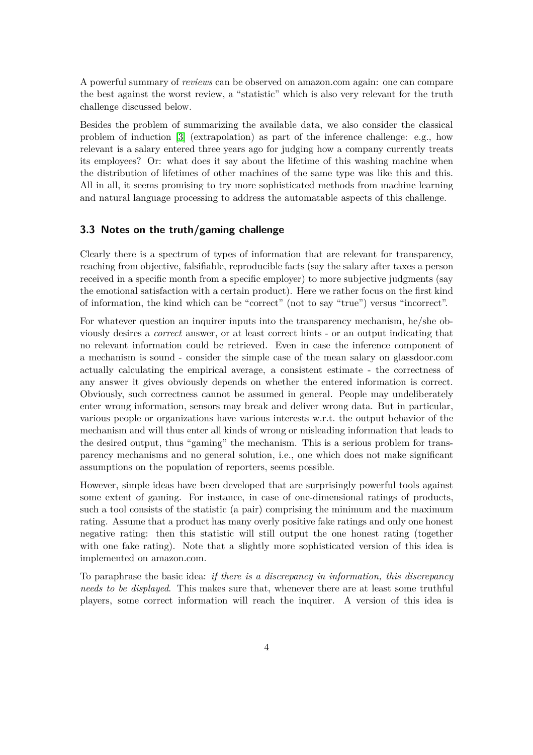A powerful summary of *reviews* can be observed on amazon.com again: one can compare the best against the worst review, a "statistic" which is also very relevant for the truth challenge discussed below.

Besides the problem of summarizing the available data, we also consider the classical problem of induction [3] (extrapolation) as part of the inference challenge: e.g., how relevant is a salary entered three years ago for judging how a company currently treats its employees? Or: what does it say about the lifetime of this washing machine when the distribution of lifetimes of other machines of the same type was like this and this. All in all, it seems promising to try more sophisticated methods from machine learning and natural language processing to address the automatable aspects of this challenge.

### 3.3 Notes on the truth/gaming challenge

Clearly there is a spectrum of types of information that are relevant for transparency, reaching from objective, falsifiable, reproducible facts (say the salary after taxes a person received in a specific month from a specific employer) to more subjective judgments (say the emotional satisfaction with a certain product). Here we rather focus on the first kind of information, the kind which can be "correct" (not to say "true") versus "incorrect".

For whatever question an inquirer inputs into the transparency mechanism, he/she obviously desires a *correct* answer, or at least correct hints - or an output indicating that no relevant information could be retrieved. Even in case the inference component of a mechanism is sound - consider the simple case of the mean salary on glassdoor.com actually calculating the empirical average, a consistent estimate - the correctness of any answer it gives obviously depends on whether the entered information is correct. Obviously, such correctness cannot be assumed in general. People may undeliberately enter wrong information, sensors may break and deliver wrong data. But in particular, various people or organizations have various interests w.r.t. the output behavior of the mechanism and will thus enter all kinds of wrong or misleading information that leads to the desired output, thus "gaming" the mechanism. This is a serious problem for transparency mechanisms and no general solution, i.e., one which does not make significant assumptions on the population of reporters, seems possible.

However, simple ideas have been developed that are surprisingly powerful tools against some extent of gaming. For instance, in case of one-dimensional ratings of products, such a tool consists of the statistic (a pair) comprising the minimum and the maximum rating. Assume that a product has many overly positive fake ratings and only one honest negative rating: then this statistic will still output the one honest rating (together with one fake rating). Note that a slightly more sophisticated version of this idea is implemented on amazon.com.

To paraphrase the basic idea: *if there is a discrepancy in information, this discrepancy needs to be displayed*. This makes sure that, whenever there are at least some truthful players, some correct information will reach the inquirer. A version of this idea is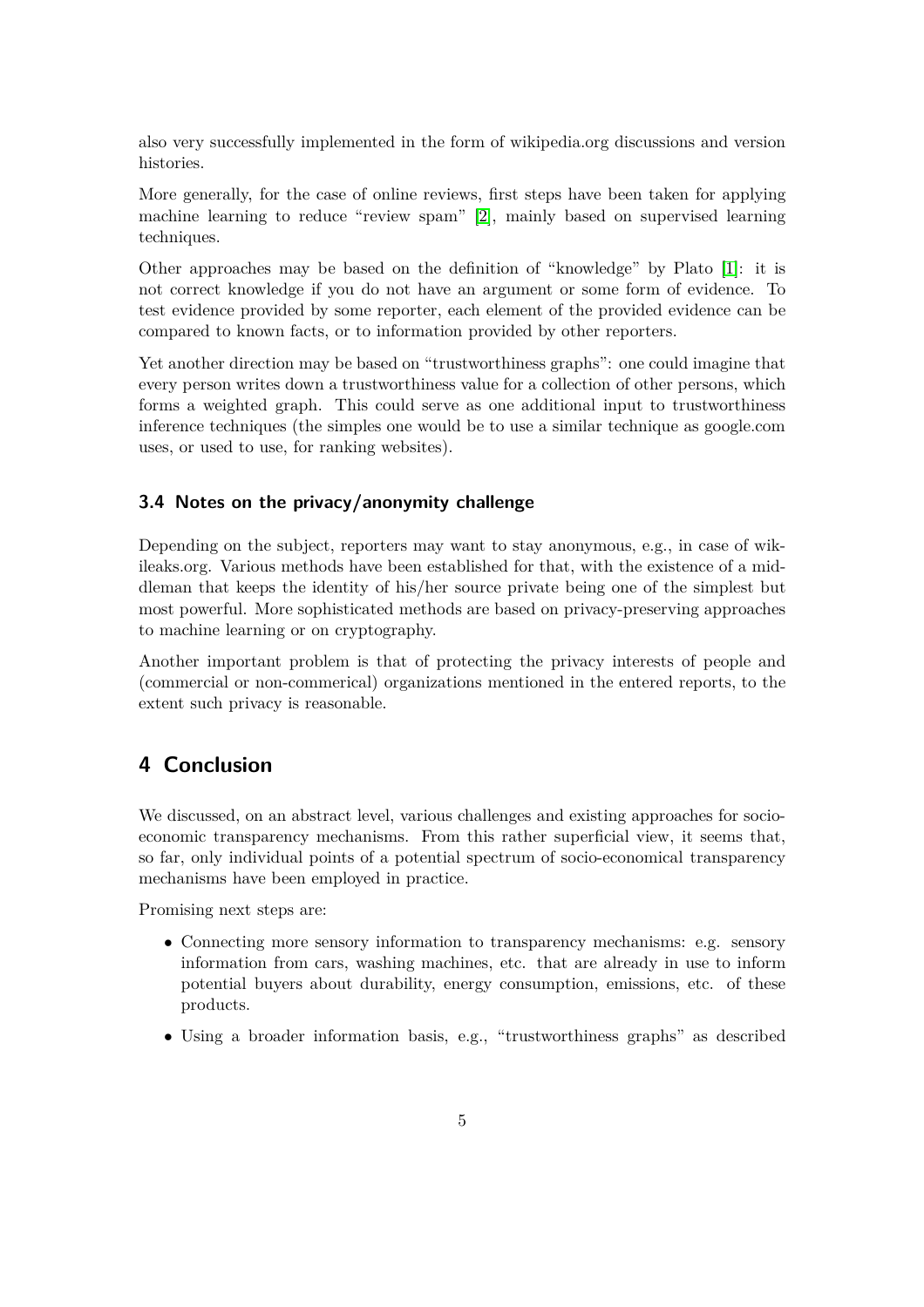also very successfully implemented in the form of wikipedia.org discussions and version histories.

More generally, for the case of online reviews, first steps have been taken for applying machine learning to reduce "review spam" [2], mainly based on supervised learning techniques.

Other approaches may be based on the definition of "knowledge" by Plato [1]: it is not correct knowledge if you do not have an argument or some form of evidence. To test evidence provided by some reporter, each element of the provided evidence can be compared to known facts, or to information provided by other reporters.

Yet another direction may be based on "trustworthiness graphs": one could imagine that every person writes down a trustworthiness value for a collection of other persons, which forms a weighted graph. This could serve as one additional input to trustworthiness inference techniques (the simples one would be to use a similar technique as google.com uses, or used to use, for ranking websites).

### 3.4 Notes on the privacy/anonymity challenge

Depending on the subject, reporters may want to stay anonymous, e.g., in case of wikileaks.org. Various methods have been established for that, with the existence of a middleman that keeps the identity of his/her source private being one of the simplest but most powerful. More sophisticated methods are based on privacy-preserving approaches to machine learning or on cryptography.

Another important problem is that of protecting the privacy interests of people and (commercial or non-commerical) organizations mentioned in the entered reports, to the extent such privacy is reasonable.

## 4 Conclusion

We discussed, on an abstract level, various challenges and existing approaches for socio-economic transparency mechanisms. From this rather superficial view, it seems that, so far, only individual points of a potential spectrum of socio-economical transparency mechanisms have been employed in practice.

Promising next steps are:

- Connecting more sensory information to transparency mechanisms: e.g. sensory information from cars, washing machines, etc. that are already in use to inform potential buyers about durability, energy consumption, emissions, etc. of these products.
- Using a broader information basis, e.g., "trustworthiness graphs" as described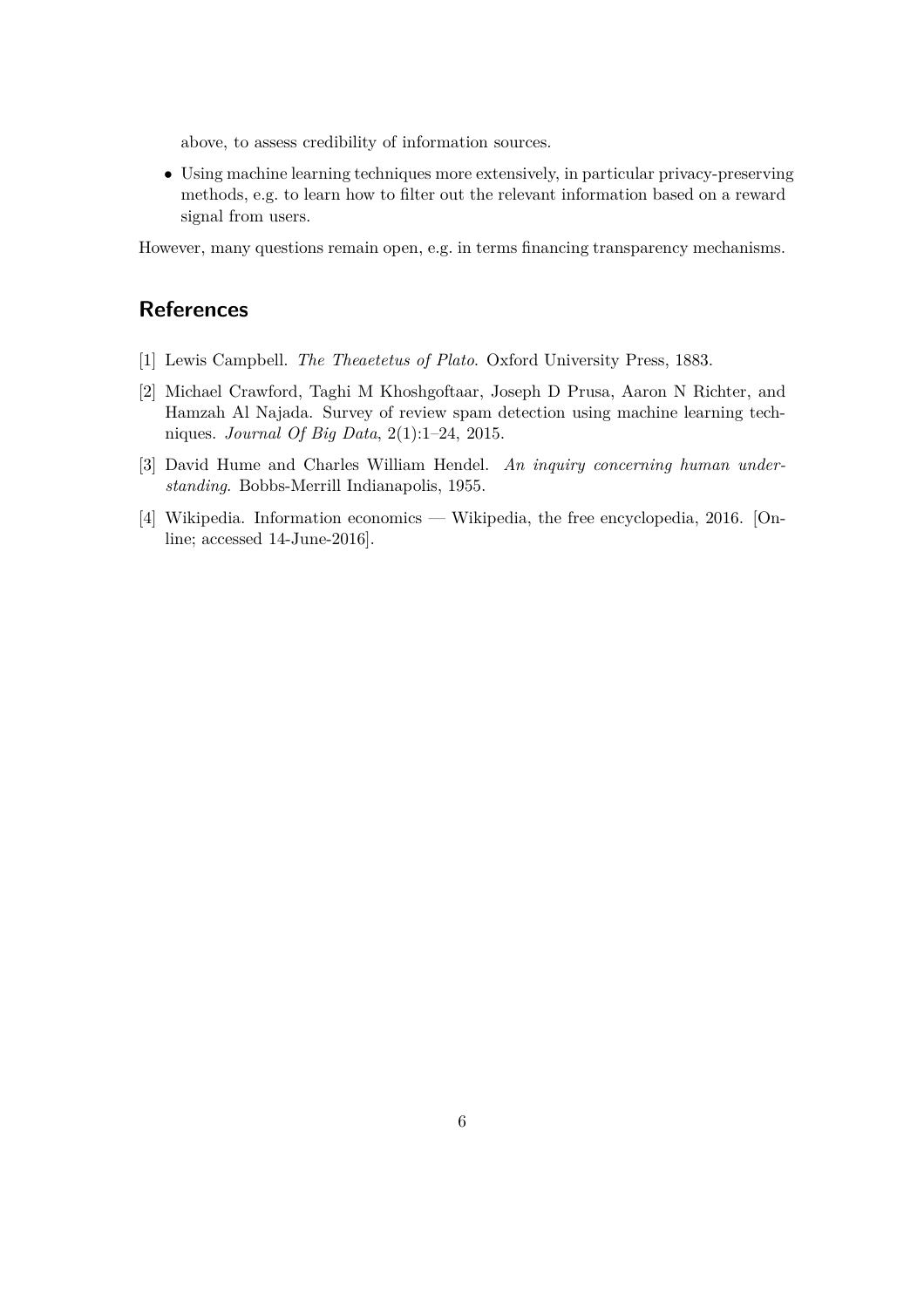above, to assess credibility of information sources.

- Using machine learning techniques more extensively, in particular privacy-preserving methods, e.g. to learn how to filter out the relevant information based on a reward signal from users.

However, many questions remain open, e.g. in terms financing transparency mechanisms.

## References

[1] Lewis Campbell. *The Theaetetus of Plato*. Oxford University Press, 1883.

[2] Michael Crawford, Taghi M Khoshgoftaar, Joseph D Prusa, Aaron N Richter, and Hamzah Al Najada. Survey of review spam detection using machine learning techniques. *Journal Of Big Data*, 2(1):1–24, 2015.

[3] David Hume and Charles William Hendel. *An inquiry concerning human understanding*. Bobbs-Merrill Indianapolis, 1955.

[4] Wikipedia. Information economics — Wikipedia, the free encyclopedia, 2016. [Online; accessed 14-June-2016].